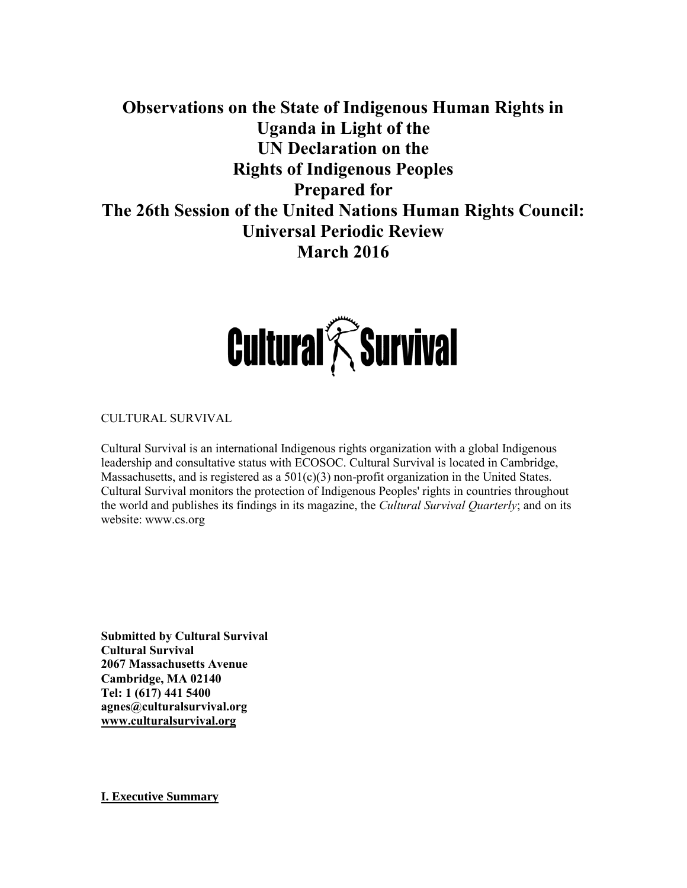# Observations on the State of Indigenous Human Rights in Uganda in Light of the UN Declaration on the Rights of Indigenous Peoples Prepared for The 26th Session of the United Nations Human Rights Council: Universal Periodic Review March 2016

**Cultural Survival**

CULTURAL SURVIVAL

Cultural Survival is an international Indigenous rights organization with a global Indigenous leadership and consultative status with ECOSOC. Cultural Survival is located in Cambridge, Massachusetts, and is registered as a 501(c)(3) non-profit organization in the United States. Cultural Survival monitors the protection of Indigenous Peoples' rights in countries throughout the world and publishes its findings in its magazine, the *Cultural Survival Quarterly*; and on its website: www.cs.org

**Submitted by Cultural Survival**
**Cultural Survival**
**2067 Massachusetts Avenue**
**Cambridge, MA 02140**
**Tel: 1 (617) 441 5400**
**agnes@culturalsurvival.org**
**www.culturalsurvival.org**

## I. Executive Summary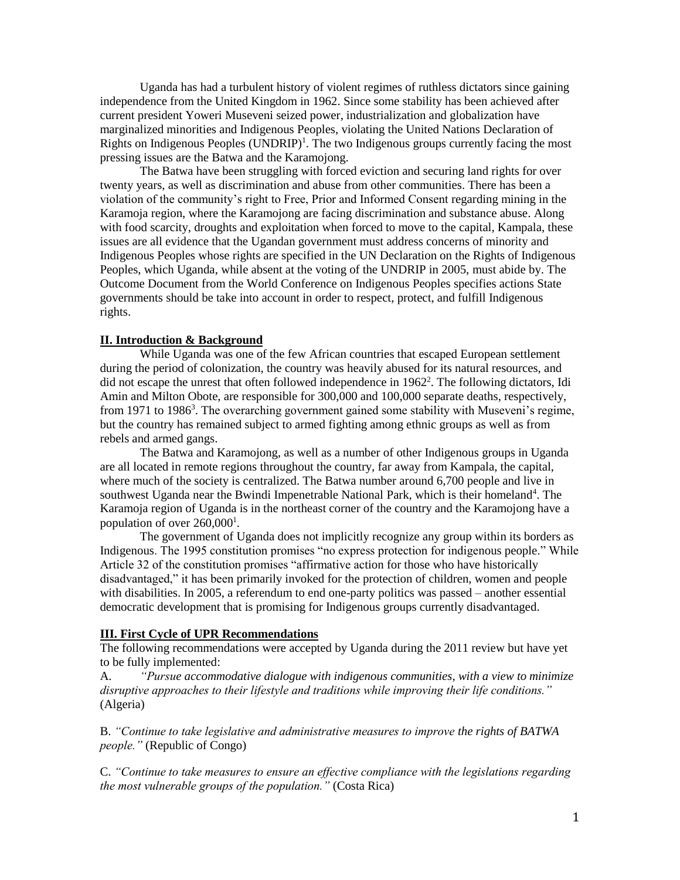Uganda has had a turbulent history of violent regimes of ruthless dictators since gaining independence from the United Kingdom in 1962. Since some stability has been achieved after current president Yoweri Museveni seized power, industrialization and globalization have marginalized minorities and Indigenous Peoples, violating the United Nations Declaration of Rights on Indigenous Peoples (UNDRIP)[1]. The two Indigenous groups currently facing the most pressing issues are the Batwa and the Karamojong.

The Batwa have been struggling with forced eviction and securing land rights for over twenty years, as well as discrimination and abuse from other communities. There has been a violation of the community's right to Free, Prior and Informed Consent regarding mining in the Karamoja region, where the Karamojong are facing discrimination and substance abuse. Along with food scarcity, droughts and exploitation when forced to move to the capital, Kampala, these issues are all evidence that the Ugandan government must address concerns of minority and Indigenous Peoples whose rights are specified in the UN Declaration on the Rights of Indigenous Peoples, which Uganda, while absent at the voting of the UNDRIP in 2005, must abide by. The Outcome Document from the World Conference on Indigenous Peoples specifies actions State governments should be take into account in order to respect, protect, and fulfill Indigenous rights.

## II. Introduction & Background

While Uganda was one of the few African countries that escaped European settlement during the period of colonization, the country was heavily abused for its natural resources, and did not escape the unrest that often followed independence in 1962[2]. The following dictators, Idi Amin and Milton Obote, are responsible for 300,000 and 100,000 separate deaths, respectively, from 1971 to 1986[3]. The overarching government gained some stability with Museveni's regime, but the country has remained subject to armed fighting among ethnic groups as well as from rebels and armed gangs.

The Batwa and Karamojong, as well as a number of other Indigenous groups in Uganda are all located in remote regions throughout the country, far away from Kampala, the capital, where much of the society is centralized. The Batwa number around 6,700 people and live in southwest Uganda near the Bwindi Impenetrable National Park, which is their homeland[4]. The Karamoja region of Uganda is in the northeast corner of the country and the Karamojong have a population of over 260,000[1].

The government of Uganda does not implicitly recognize any group within its borders as Indigenous. The 1995 constitution promises "no express protection for indigenous people." While Article 32 of the constitution promises "affirmative action for those who have historically disadvantaged," it has been primarily invoked for the protection of children, women and people with disabilities. In 2005, a referendum to end one-party politics was passed – another essential democratic development that is promising for Indigenous groups currently disadvantaged.

## III. First Cycle of UPR Recommendations

The following recommendations were accepted by Uganda during the 2011 review but have yet to be fully implemented:

A. *"Pursue accommodative dialogue with indigenous communities, with a view to minimize disruptive approaches to their lifestyle and traditions while improving their life conditions."* (Algeria)

B. *"Continue to take legislative and administrative measures to improve the rights of BATWA people."* (Republic of Congo)

C. *"Continue to take measures to ensure an effective compliance with the legislations regarding the most vulnerable groups of the population."* (Costa Rica)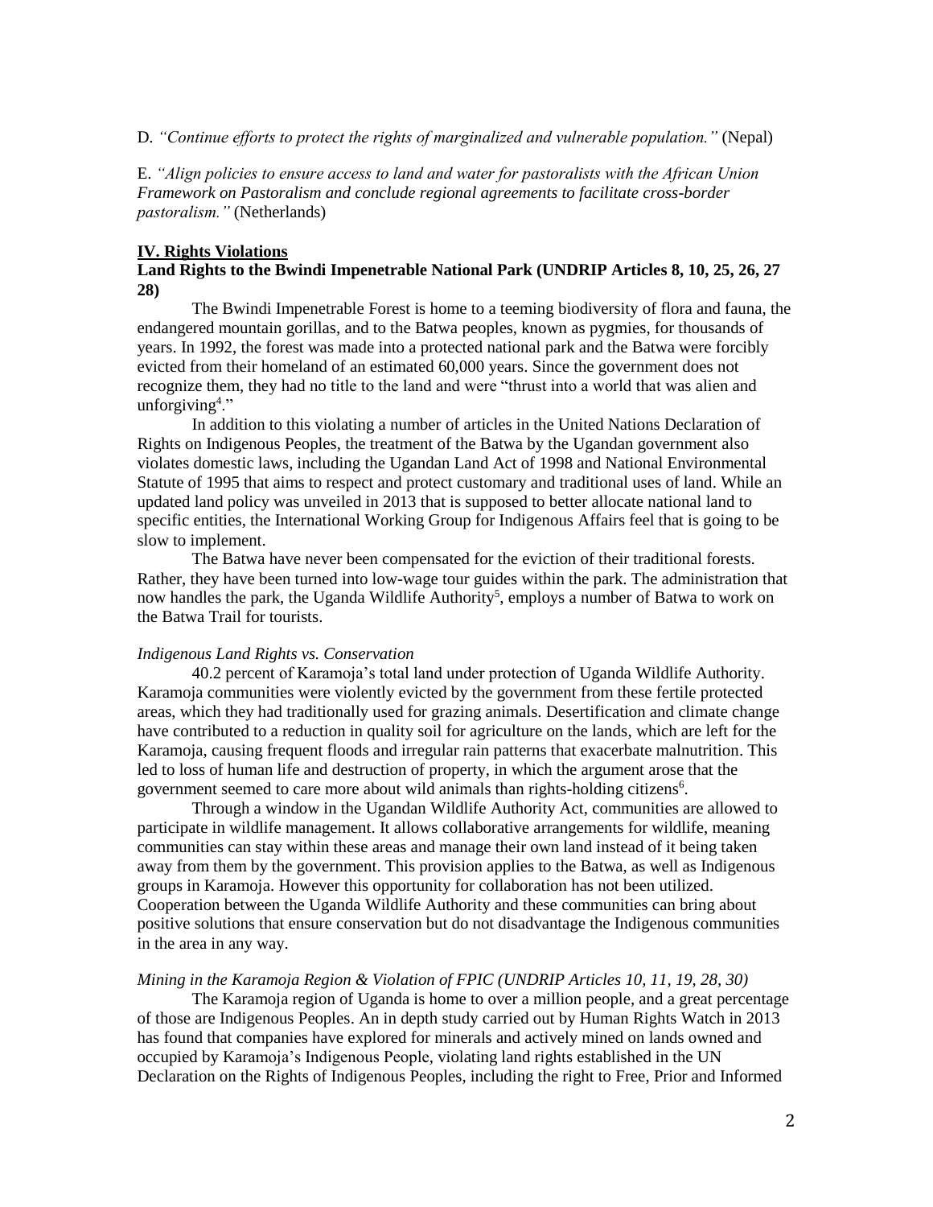D. *"Continue efforts to protect the rights of marginalized and vulnerable population."* (Nepal)

E. *"Align policies to ensure access to land and water for pastoralists with the African Union Framework on Pastoralism and conclude regional agreements to facilitate cross-border pastoralism."* (Netherlands)

## IV. Rights Violations

**Land Rights to the Bwindi Impenetrable National Park (UNDRIP Articles 8, 10, 25, 26, 27 28)**

The Bwindi Impenetrable Forest is home to a teeming biodiversity of flora and fauna, the endangered mountain gorillas, and to the Batwa peoples, known as pygmies, for thousands of years. In 1992, the forest was made into a protected national park and the Batwa were forcibly evicted from their homeland of an estimated 60,000 years. Since the government does not recognize them, they had no title to the land and were "thrust into a world that was alien and unforgiving[4]."

In addition to this violating a number of articles in the United Nations Declaration of Rights on Indigenous Peoples, the treatment of the Batwa by the Ugandan government also violates domestic laws, including the Ugandan Land Act of 1998 and National Environmental Statute of 1995 that aims to respect and protect customary and traditional uses of land. While an updated land policy was unveiled in 2013 that is supposed to better allocate national land to specific entities, the International Working Group for Indigenous Affairs feel that is going to be slow to implement.

The Batwa have never been compensated for the eviction of their traditional forests. Rather, they have been turned into low-wage tour guides within the park. The administration that now handles the park, the Uganda Wildlife Authority[5], employs a number of Batwa to work on the Batwa Trail for tourists.

*Indigenous Land Rights vs. Conservation*

40.2 percent of Karamoja's total land under protection of Uganda Wildlife Authority. Karamoja communities were violently evicted by the government from these fertile protected areas, which they had traditionally used for grazing animals. Desertification and climate change have contributed to a reduction in quality soil for agriculture on the lands, which are left for the Karamoja, causing frequent floods and irregular rain patterns that exacerbate malnutrition. This led to loss of human life and destruction of property, in which the argument arose that the government seemed to care more about wild animals than rights-holding citizens[6].

Through a window in the Ugandan Wildlife Authority Act, communities are allowed to participate in wildlife management. It allows collaborative arrangements for wildlife, meaning communities can stay within these areas and manage their own land instead of it being taken away from them by the government. This provision applies to the Batwa, as well as Indigenous groups in Karamoja. However this opportunity for collaboration has not been utilized. Cooperation between the Uganda Wildlife Authority and these communities can bring about positive solutions that ensure conservation but do not disadvantage the Indigenous communities in the area in any way.

*Mining in the Karamoja Region & Violation of FPIC (UNDRIP Articles 10, 11, 19, 28, 30)*

The Karamoja region of Uganda is home to over a million people, and a great percentage of those are Indigenous Peoples. An in depth study carried out by Human Rights Watch in 2013 has found that companies have explored for minerals and actively mined on lands owned and occupied by Karamoja's Indigenous People, violating land rights established in the UN Declaration on the Rights of Indigenous Peoples, including the right to Free, Prior and Informed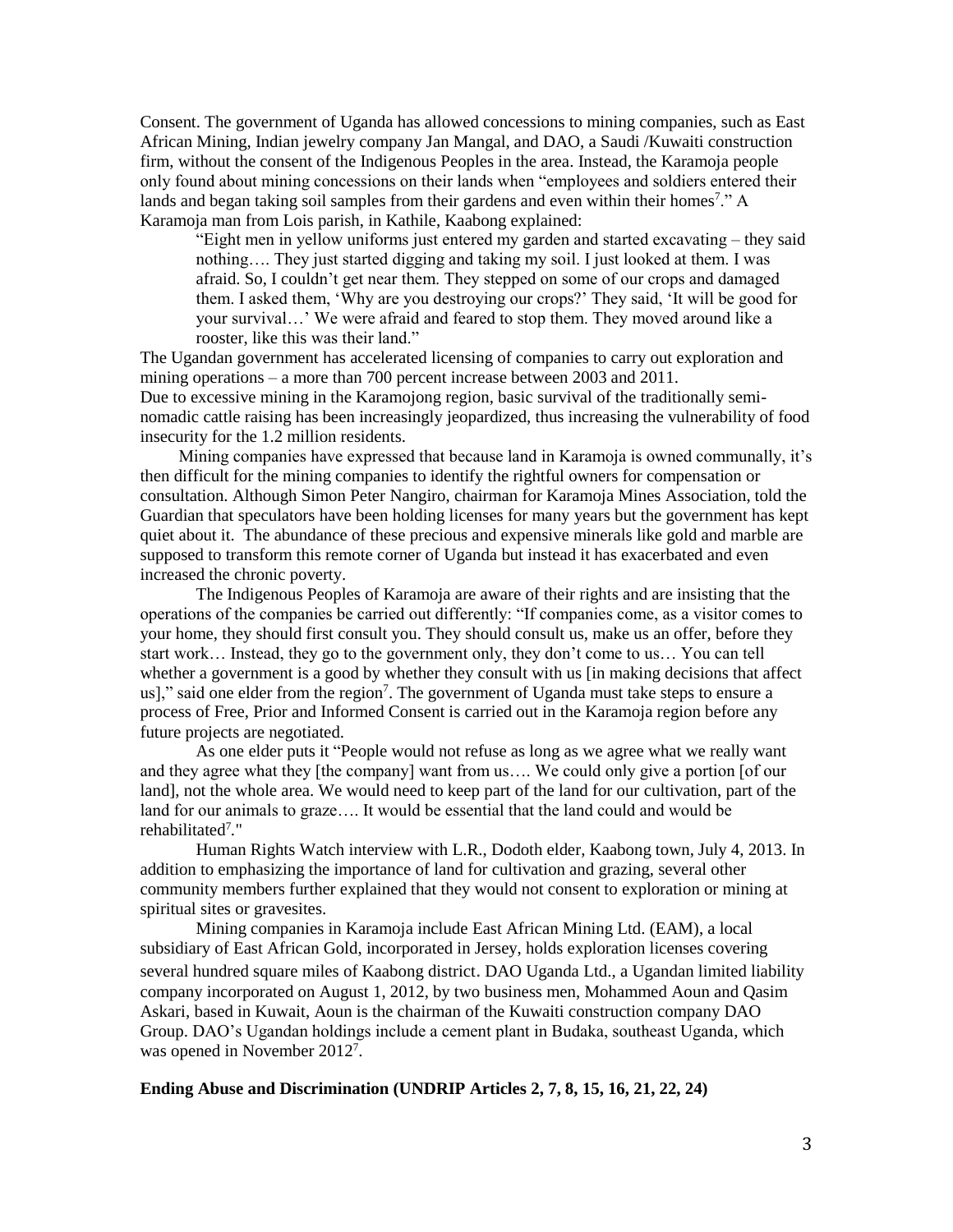Consent. The government of Uganda has allowed concessions to mining companies, such as East African Mining, Indian jewelry company Jan Mangal, and DAO, a Saudi /Kuwaiti construction firm, without the consent of the Indigenous Peoples in the area. Instead, the Karamoja people only found about mining concessions on their lands when "employees and soldiers entered their lands and began taking soil samples from their gardens and even within their homes[7]." A Karamoja man from Lois parish, in Kathile, Kaabong explained:

> "Eight men in yellow uniforms just entered my garden and started excavating – they said nothing…. They just started digging and taking my soil. I just looked at them. I was afraid. So, I couldn't get near them. They stepped on some of our crops and damaged them. I asked them, 'Why are you destroying our crops?' They said, 'It will be good for your survival…' We were afraid and feared to stop them. They moved around like a rooster, like this was their land."

The Ugandan government has accelerated licensing of companies to carry out exploration and mining operations – a more than 700 percent increase between 2003 and 2011.
Due to excessive mining in the Karamojong region, basic survival of the traditionally semi-nomadic cattle raising has been increasingly jeopardized, thus increasing the vulnerability of food insecurity for the 1.2 million residents.

Mining companies have expressed that because land in Karamoja is owned communally, it's then difficult for the mining companies to identify the rightful owners for compensation or consultation. Although Simon Peter Nangiro, chairman for Karamoja Mines Association, told the Guardian that speculators have been holding licenses for many years but the government has kept quiet about it. The abundance of these precious and expensive minerals like gold and marble are supposed to transform this remote corner of Uganda but instead it has exacerbated and even increased the chronic poverty.

The Indigenous Peoples of Karamoja are aware of their rights and are insisting that the operations of the companies be carried out differently: "If companies come, as a visitor comes to your home, they should first consult you. They should consult us, make us an offer, before they start work… Instead, they go to the government only, they don't come to us… You can tell whether a government is a good by whether they consult with us [in making decisions that affect us]," said one elder from the region[7]. The government of Uganda must take steps to ensure a process of Free, Prior and Informed Consent is carried out in the Karamoja region before any future projects are negotiated.

As one elder puts it "People would not refuse as long as we agree what we really want and they agree what they [the company] want from us…. We could only give a portion [of our land], not the whole area. We would need to keep part of the land for our cultivation, part of the land for our animals to graze…. It would be essential that the land could and would be rehabilitated[7]."

Human Rights Watch interview with L.R., Dodoth elder, Kaabong town, July 4, 2013. In addition to emphasizing the importance of land for cultivation and grazing, several other community members further explained that they would not consent to exploration or mining at spiritual sites or gravesites.

Mining companies in Karamoja include East African Mining Ltd. (EAM), a local subsidiary of East African Gold, incorporated in Jersey, holds exploration licenses covering several hundred square miles of Kaabong district. DAO Uganda Ltd., a Ugandan limited liability company incorporated on August 1, 2012, by two business men, Mohammed Aoun and Qasim Askari, based in Kuwait, Aoun is the chairman of the Kuwaiti construction company DAO Group. DAO's Ugandan holdings include a cement plant in Budaka, southeast Uganda, which was opened in November 2012[7].

**Ending Abuse and Discrimination (UNDRIP Articles 2, 7, 8, 15, 16, 21, 22, 24)**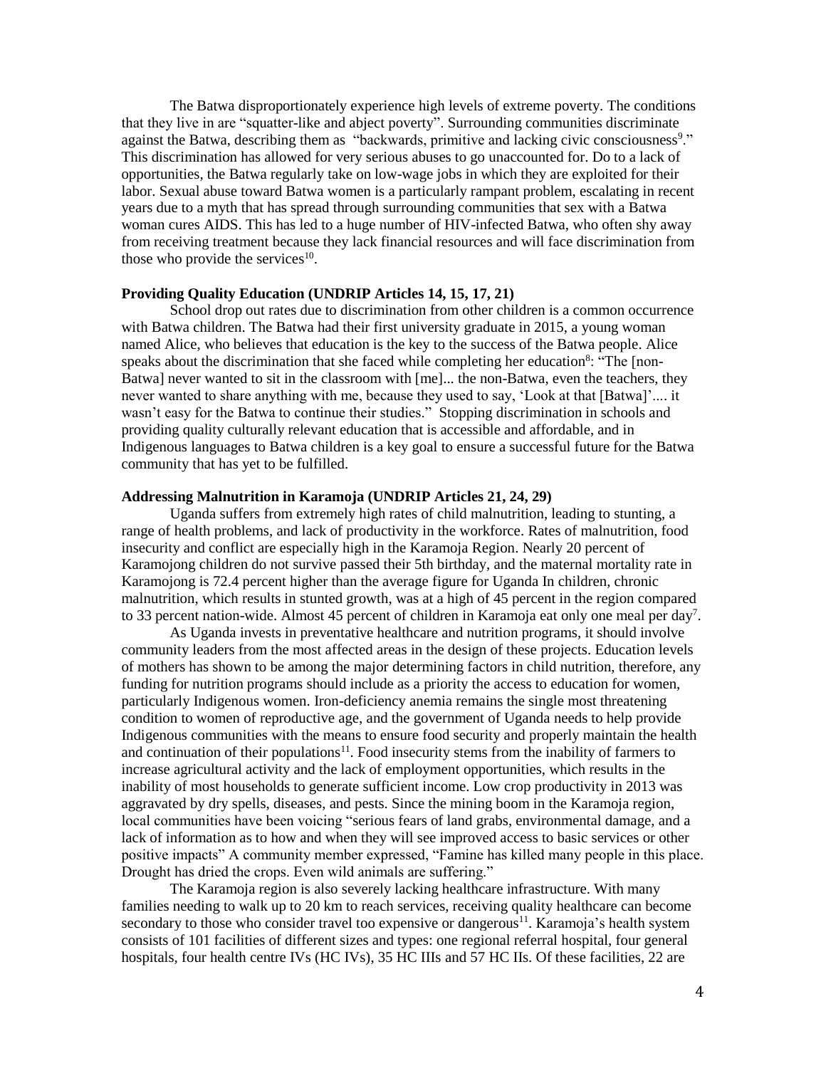The Batwa disproportionately experience high levels of extreme poverty. The conditions that they live in are "squatter-like and abject poverty". Surrounding communities discriminate against the Batwa, describing them as "backwards, primitive and lacking civic consciousness[9]." This discrimination has allowed for very serious abuses to go unaccounted for. Do to a lack of opportunities, the Batwa regularly take on low-wage jobs in which they are exploited for their labor. Sexual abuse toward Batwa women is a particularly rampant problem, escalating in recent years due to a myth that has spread through surrounding communities that sex with a Batwa woman cures AIDS. This has led to a huge number of HIV-infected Batwa, who often shy away from receiving treatment because they lack financial resources and will face discrimination from those who provide the services[10].

**Providing Quality Education (UNDRIP Articles 14, 15, 17, 21)**

School drop out rates due to discrimination from other children is a common occurrence with Batwa children. The Batwa had their first university graduate in 2015, a young woman named Alice, who believes that education is the key to the success of the Batwa people. Alice speaks about the discrimination that she faced while completing her education[8]: "The [non-Batwa] never wanted to sit in the classroom with [me]... the non-Batwa, even the teachers, they never wanted to share anything with me, because they used to say, 'Look at that [Batwa]'.... it wasn't easy for the Batwa to continue their studies." Stopping discrimination in schools and providing quality culturally relevant education that is accessible and affordable, and in Indigenous languages to Batwa children is a key goal to ensure a successful future for the Batwa community that has yet to be fulfilled.

**Addressing Malnutrition in Karamoja (UNDRIP Articles 21, 24, 29)**

Uganda suffers from extremely high rates of child malnutrition, leading to stunting, a range of health problems, and lack of productivity in the workforce. Rates of malnutrition, food insecurity and conflict are especially high in the Karamoja Region. Nearly 20 percent of Karamojong children do not survive passed their 5th birthday, and the maternal mortality rate in Karamojong is 72.4 percent higher than the average figure for Uganda In children, chronic malnutrition, which results in stunted growth, was at a high of 45 percent in the region compared to 33 percent nation-wide. Almost 45 percent of children in Karamoja eat only one meal per day[7].

As Uganda invests in preventative healthcare and nutrition programs, it should involve community leaders from the most affected areas in the design of these projects. Education levels of mothers has shown to be among the major determining factors in child nutrition, therefore, any funding for nutrition programs should include as a priority the access to education for women, particularly Indigenous women. Iron-deficiency anemia remains the single most threatening condition to women of reproductive age, and the government of Uganda needs to help provide Indigenous communities with the means to ensure food security and properly maintain the health and continuation of their populations[11]. Food insecurity stems from the inability of farmers to increase agricultural activity and the lack of employment opportunities, which results in the inability of most households to generate sufficient income. Low crop productivity in 2013 was aggravated by dry spells, diseases, and pests. Since the mining boom in the Karamoja region, local communities have been voicing "serious fears of land grabs, environmental damage, and a lack of information as to how and when they will see improved access to basic services or other positive impacts" A community member expressed, "Famine has killed many people in this place. Drought has dried the crops. Even wild animals are suffering."

The Karamoja region is also severely lacking healthcare infrastructure. With many families needing to walk up to 20 km to reach services, receiving quality healthcare can become secondary to those who consider travel too expensive or dangerous[11]. Karamoja's health system consists of 101 facilities of different sizes and types: one regional referral hospital, four general hospitals, four health centre IVs (HC IVs), 35 HC IIIs and 57 HC IIs. Of these facilities, 22 are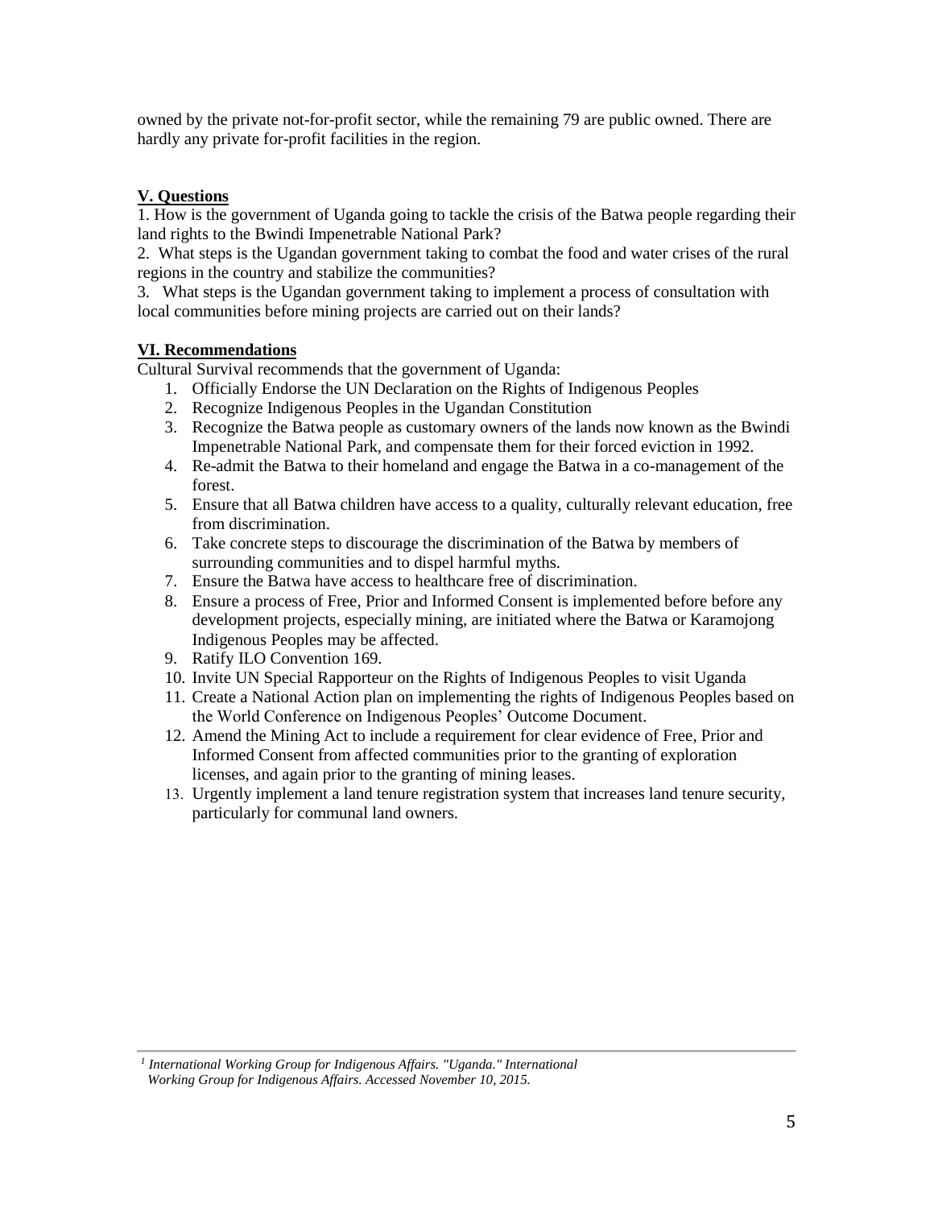owned by the private not-for-profit sector, while the remaining 79 are public owned. There are hardly any private for-profit facilities in the region.

## V. Questions

1. How is the government of Uganda going to tackle the crisis of the Batwa people regarding their land rights to the Bwindi Impenetrable National Park?
2. What steps is the Ugandan government taking to combat the food and water crises of the rural regions in the country and stabilize the communities?
3. What steps is the Ugandan government taking to implement a process of consultation with local communities before mining projects are carried out on their lands?

## VI. Recommendations

Cultural Survival recommends that the government of Uganda:

1. Officially Endorse the UN Declaration on the Rights of Indigenous Peoples
2. Recognize Indigenous Peoples in the Ugandan Constitution
3. Recognize the Batwa people as customary owners of the lands now known as the Bwindi Impenetrable National Park, and compensate them for their forced eviction in 1992.
4. Re-admit the Batwa to their homeland and engage the Batwa in a co-management of the forest.
5. Ensure that all Batwa children have access to a quality, culturally relevant education, free from discrimination.
6. Take concrete steps to discourage the discrimination of the Batwa by members of surrounding communities and to dispel harmful myths.
7. Ensure the Batwa have access to healthcare free of discrimination.
8. Ensure a process of Free, Prior and Informed Consent is implemented before before any development projects, especially mining, are initiated where the Batwa or Karamojong Indigenous Peoples may be affected.
9. Ratify ILO Convention 169.
10. Invite UN Special Rapporteur on the Rights of Indigenous Peoples to visit Uganda
11. Create a National Action plan on implementing the rights of Indigenous Peoples based on the World Conference on Indigenous Peoples' Outcome Document.
12. Amend the Mining Act to include a requirement for clear evidence of Free, Prior and Informed Consent from affected communities prior to the granting of exploration licenses, and again prior to the granting of mining leases.
13. Urgently implement a land tenure registration system that increases land tenure security, particularly for communal land owners.

---

*[1] International Working Group for Indigenous Affairs. "Uganda." International Working Group for Indigenous Affairs. Accessed November 10, 2015.*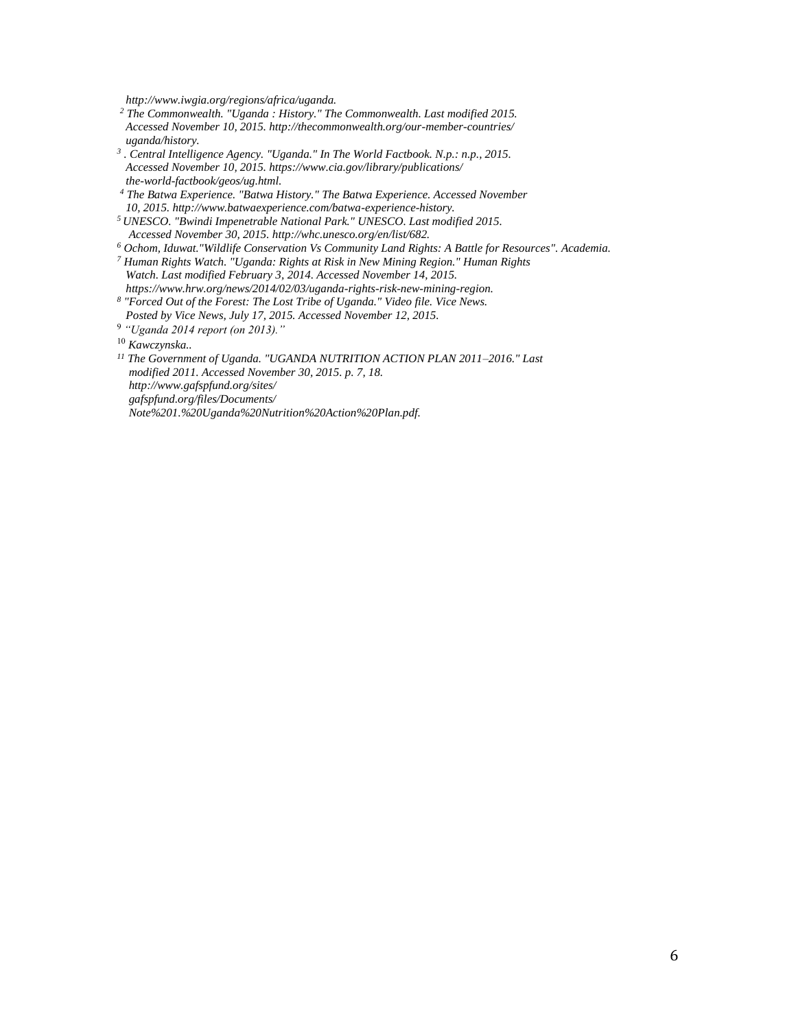*http://www.iwgia.org/regions/africa/uganda.*

[2] *The Commonwealth. "Uganda : History." The Commonwealth. Last modified 2015. Accessed November 10, 2015. http://thecommonwealth.org/our-member-countries/ uganda/history.*

[3] *. Central Intelligence Agency. "Uganda." In The World Factbook. N.p.: n.p., 2015. Accessed November 10, 2015. https://www.cia.gov/library/publications/ the-world-factbook/geos/ug.html.*

[4] *The Batwa Experience. "Batwa History." The Batwa Experience. Accessed November 10, 2015. http://www.batwaexperience.com/batwa-experience-history.*

[5] *UNESCO. "Bwindi Impenetrable National Park." UNESCO. Last modified 2015. Accessed November 30, 2015. http://whc.unesco.org/en/list/682.*

[6] *Ochom, Iduwat."Wildlife Conservation Vs Community Land Rights: A Battle for Resources". Academia.*

[7] *Human Rights Watch. "Uganda: Rights at Risk in New Mining Region." Human Rights Watch. Last modified February 3, 2014. Accessed November 14, 2015. https://www.hrw.org/news/2014/02/03/uganda-rights-risk-new-mining-region.*

[8] *"Forced Out of the Forest: The Lost Tribe of Uganda." Video file. Vice News. Posted by Vice News, July 17, 2015. Accessed November 12, 2015.*

[9] *"Uganda 2014 report (on 2013)."*

[10] *Kawczynska..*

[11] *The Government of Uganda. "UGANDA NUTRITION ACTION PLAN 2011–2016." Last modified 2011. Accessed November 30, 2015. p. 7, 18. http://www.gafspfund.org/sites/ gafspfund.org/files/Documents/ Note%201.%20Uganda%20Nutrition%20Action%20Plan.pdf.*